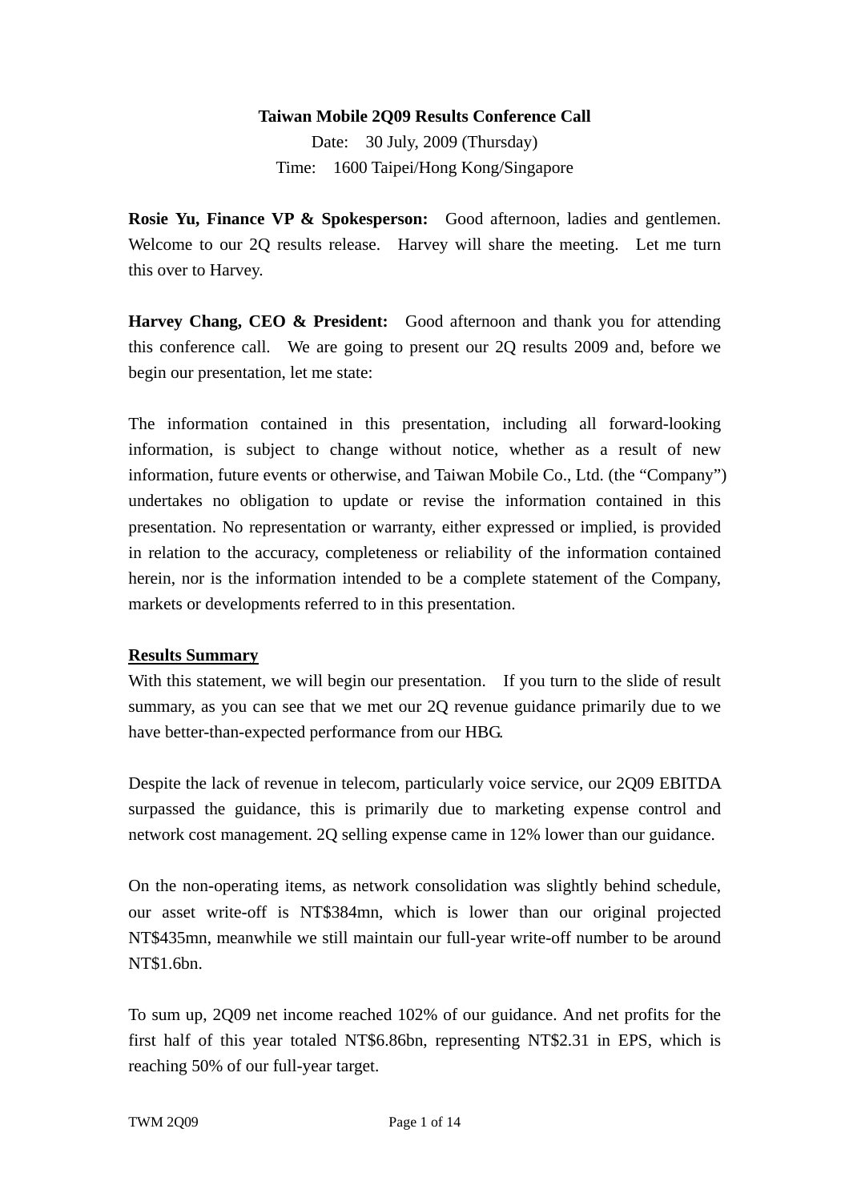**Taiwan Mobile 2Q09 Results Conference Call**

Date: 30 July, 2009 (Thursday)

Time: 1600 Taipei/Hong Kong/Singapore

**Rosie Yu, Finance VP & Spokesperson:** Good afternoon, ladies and gentlemen. Welcome to our 2Q results release. Harvey will share the meeting. Let me turn this over to Harvey.

**Harvey Chang, CEO & President:** Good afternoon and thank you for attending this conference call. We are going to present our 2Q results 2009 and, before we begin our presentation, let me state:

The information contained in this presentation, including all forward-looking information, is subject to change without notice, whether as a result of new information, future events or otherwise, and Taiwan Mobile Co., Ltd. (the "Company") undertakes no obligation to update or revise the information contained in this presentation. No representation or warranty, either expressed or implied, is provided in relation to the accuracy, completeness or reliability of the information contained herein, nor is the information intended to be a complete statement of the Company, markets or developments referred to in this presentation.

## Results Summary

With this statement, we will begin our presentation. If you turn to the slide of result summary, as you can see that we met our 2Q revenue guidance primarily due to we have better-than-expected performance from our HBG.

Despite the lack of revenue in telecom, particularly voice service, our 2Q09 EBITDA surpassed the guidance, this is primarily due to marketing expense control and network cost management. 2Q selling expense came in 12% lower than our guidance.

On the non-operating items, as network consolidation was slightly behind schedule, our asset write-off is NT$384mn, which is lower than our original projected NT$435mn, meanwhile we still maintain our full-year write-off number to be around NT$1.6bn.

To sum up, 2Q09 net income reached 102% of our guidance. And net profits for the first half of this year totaled NT$6.86bn, representing NT$2.31 in EPS, which is reaching 50% of our full-year target.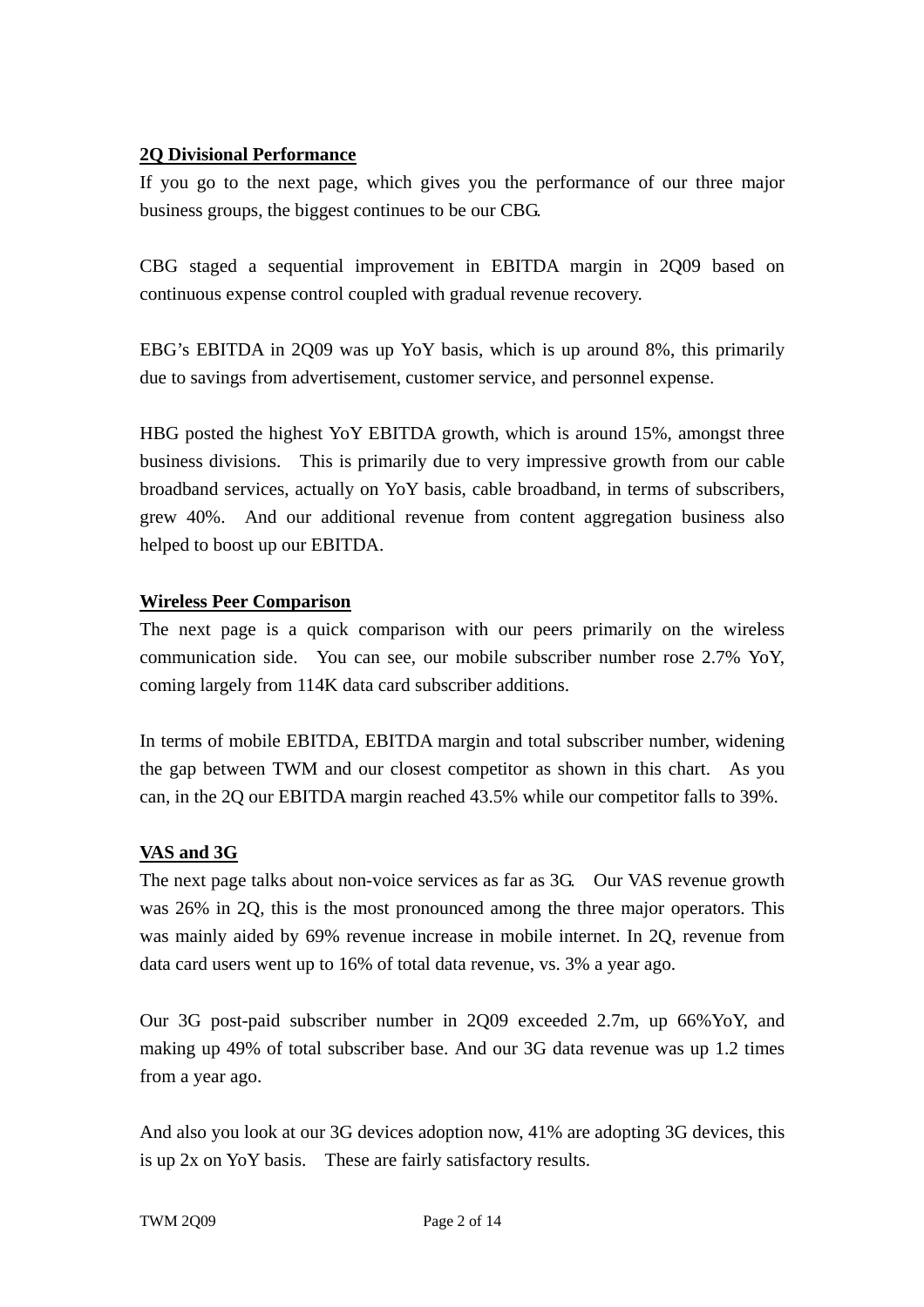**2Q Divisional Performance**

If you go to the next page, which gives you the performance of our three major business groups, the biggest continues to be our CBG.

CBG staged a sequential improvement in EBITDA margin in 2Q09 based on continuous expense control coupled with gradual revenue recovery.

EBG's EBITDA in 2Q09 was up YoY basis, which is up around 8%, this primarily due to savings from advertisement, customer service, and personnel expense.

HBG posted the highest YoY EBITDA growth, which is around 15%, amongst three business divisions. This is primarily due to very impressive growth from our cable broadband services, actually on YoY basis, cable broadband, in terms of subscribers, grew 40%. And our additional revenue from content aggregation business also helped to boost up our EBITDA.

**Wireless Peer Comparison**

The next page is a quick comparison with our peers primarily on the wireless communication side. You can see, our mobile subscriber number rose 2.7% YoY, coming largely from 114K data card subscriber additions.

In terms of mobile EBITDA, EBITDA margin and total subscriber number, widening the gap between TWM and our closest competitor as shown in this chart. As you can, in the 2Q our EBITDA margin reached 43.5% while our competitor falls to 39%.

**VAS and 3G**

The next page talks about non-voice services as far as 3G. Our VAS revenue growth was 26% in 2Q, this is the most pronounced among the three major operators. This was mainly aided by 69% revenue increase in mobile internet. In 2Q, revenue from data card users went up to 16% of total data revenue, vs. 3% a year ago.

Our 3G post-paid subscriber number in 2Q09 exceeded 2.7m, up 66%YoY, and making up 49% of total subscriber base. And our 3G data revenue was up 1.2 times from a year ago.

And also you look at our 3G devices adoption now, 41% are adopting 3G devices, this is up 2x on YoY basis. These are fairly satisfactory results.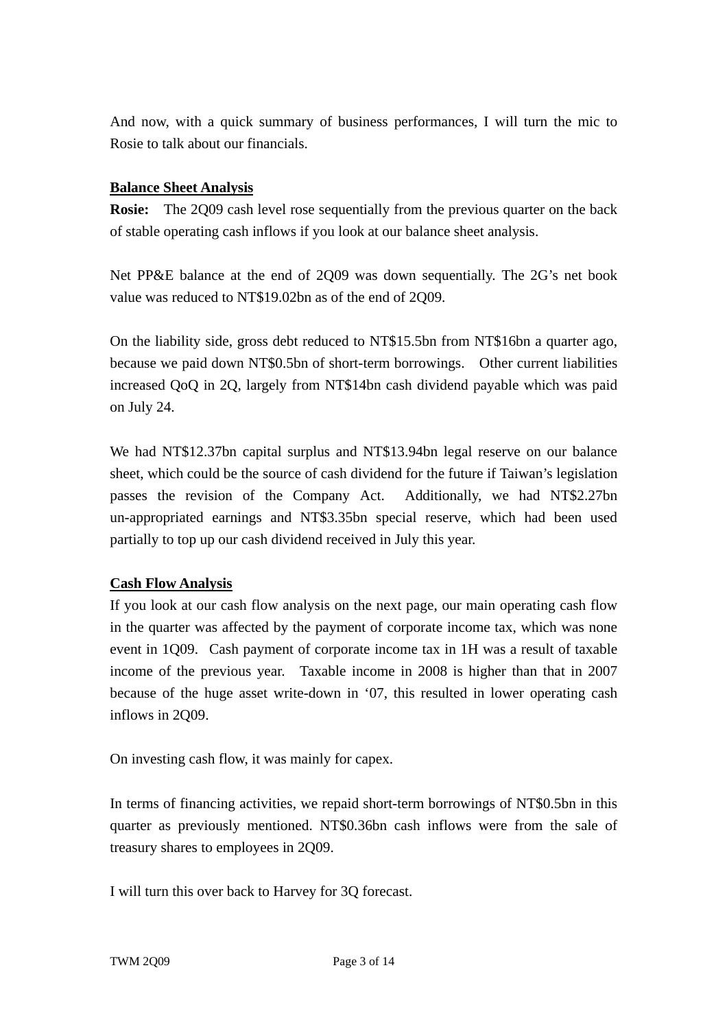And now, with a quick summary of business performances, I will turn the mic to Rosie to talk about our financials.

**<u>Balance Sheet Analysis</u>**

**Rosie:** The 2Q09 cash level rose sequentially from the previous quarter on the back of stable operating cash inflows if you look at our balance sheet analysis.

Net PP&E balance at the end of 2Q09 was down sequentially. The 2G's net book value was reduced to NT$19.02bn as of the end of 2Q09.

On the liability side, gross debt reduced to NT$15.5bn from NT$16bn a quarter ago, because we paid down NT$0.5bn of short-term borrowings. Other current liabilities increased QoQ in 2Q, largely from NT$14bn cash dividend payable which was paid on July 24.

We had NT$12.37bn capital surplus and NT$13.94bn legal reserve on our balance sheet, which could be the source of cash dividend for the future if Taiwan's legislation passes the revision of the Company Act. Additionally, we had NT$2.27bn un-appropriated earnings and NT$3.35bn special reserve, which had been used partially to top up our cash dividend received in July this year.

**<u>Cash Flow Analysis</u>**

If you look at our cash flow analysis on the next page, our main operating cash flow in the quarter was affected by the payment of corporate income tax, which was none event in 1Q09. Cash payment of corporate income tax in 1H was a result of taxable income of the previous year. Taxable income in 2008 is higher than that in 2007 because of the huge asset write-down in '07, this resulted in lower operating cash inflows in 2Q09.

On investing cash flow, it was mainly for capex.

In terms of financing activities, we repaid short-term borrowings of NT$0.5bn in this quarter as previously mentioned. NT$0.36bn cash inflows were from the sale of treasury shares to employees in 2Q09.

I will turn this over back to Harvey for 3Q forecast.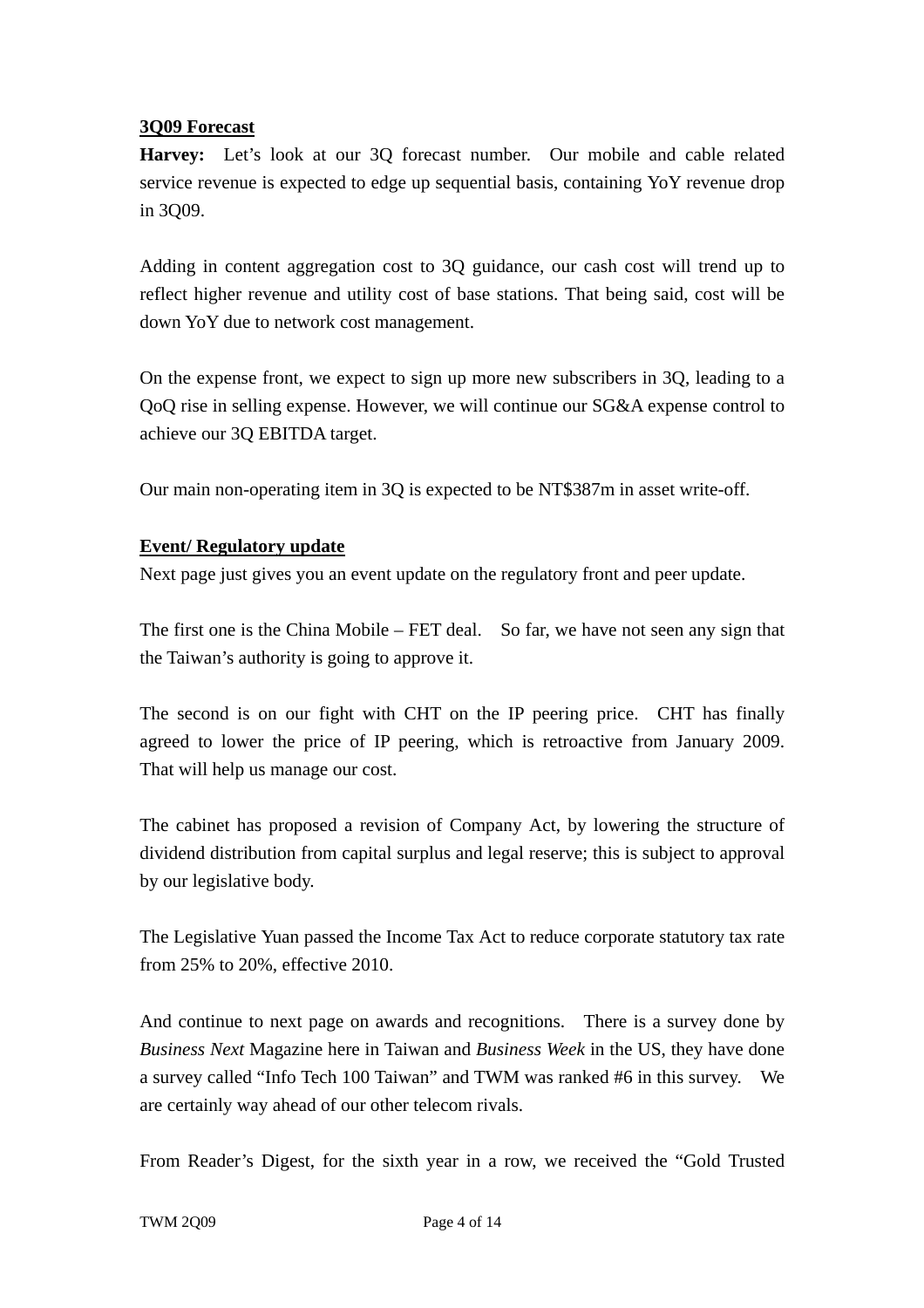**3Q09 Forecast**

**Harvey:** Let's look at our 3Q forecast number. Our mobile and cable related service revenue is expected to edge up sequential basis, containing YoY revenue drop in 3Q09.

Adding in content aggregation cost to 3Q guidance, our cash cost will trend up to reflect higher revenue and utility cost of base stations. That being said, cost will be down YoY due to network cost management.

On the expense front, we expect to sign up more new subscribers in 3Q, leading to a QoQ rise in selling expense. However, we will continue our SG&A expense control to achieve our 3Q EBITDA target.

Our main non-operating item in 3Q is expected to be NT$387m in asset write-off.

**Event/ Regulatory update**

Next page just gives you an event update on the regulatory front and peer update.

The first one is the China Mobile – FET deal. So far, we have not seen any sign that the Taiwan's authority is going to approve it.

The second is on our fight with CHT on the IP peering price. CHT has finally agreed to lower the price of IP peering, which is retroactive from January 2009. That will help us manage our cost.

The cabinet has proposed a revision of Company Act, by lowering the structure of dividend distribution from capital surplus and legal reserve; this is subject to approval by our legislative body.

The Legislative Yuan passed the Income Tax Act to reduce corporate statutory tax rate from 25% to 20%, effective 2010.

And continue to next page on awards and recognitions. There is a survey done by *Business Next* Magazine here in Taiwan and *Business Week* in the US, they have done a survey called "Info Tech 100 Taiwan" and TWM was ranked #6 in this survey. We are certainly way ahead of our other telecom rivals.

From Reader's Digest, for the sixth year in a row, we received the "Gold Trusted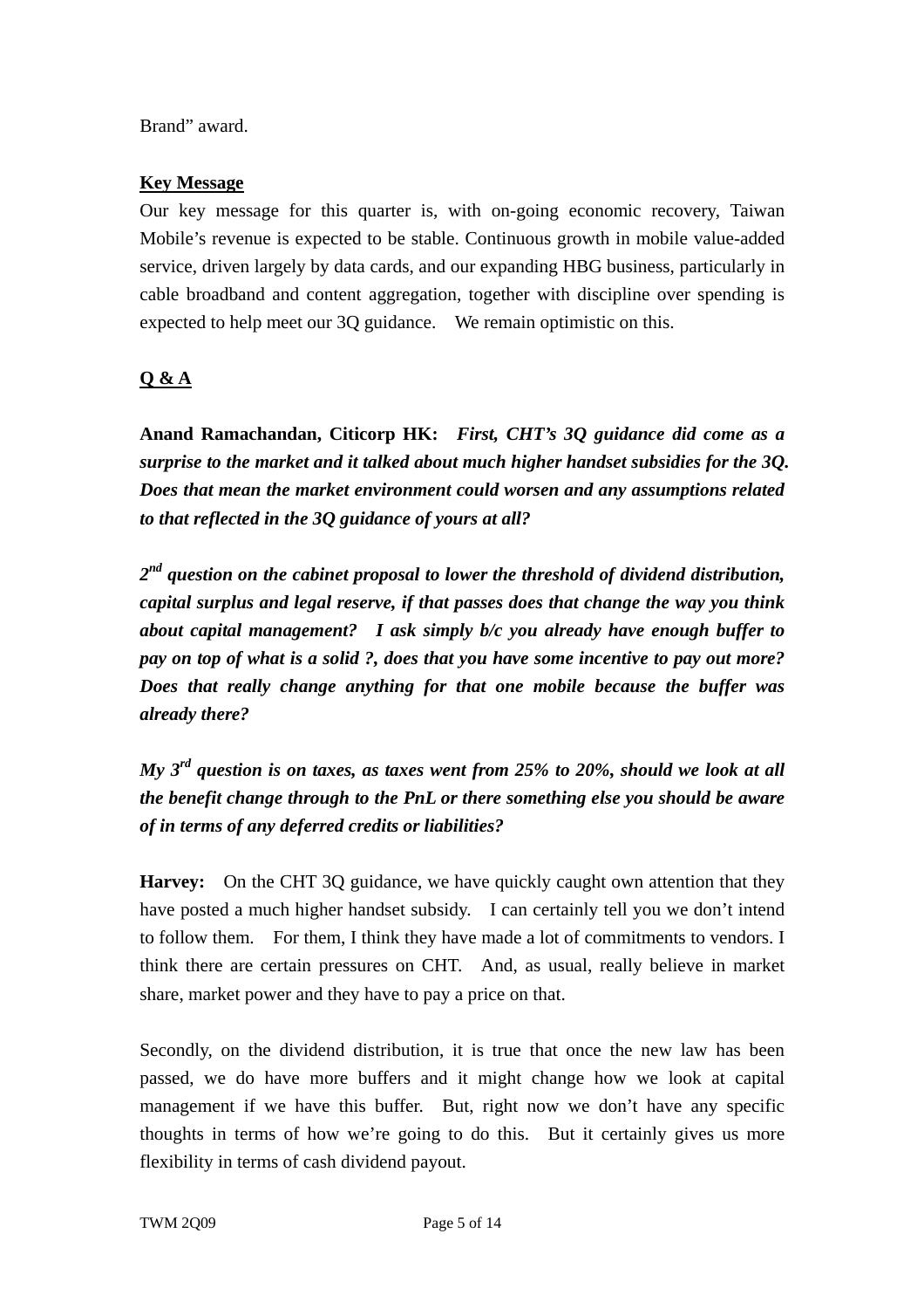Brand" award.

**Key Message**

Our key message for this quarter is, with on-going economic recovery, Taiwan Mobile's revenue is expected to be stable. Continuous growth in mobile value-added service, driven largely by data cards, and our expanding HBG business, particularly in cable broadband and content aggregation, together with discipline over spending is expected to help meet our 3Q guidance. We remain optimistic on this.

**Q & A**

**Anand Ramachandan, Citicorp HK:** ***First, CHT's 3Q guidance did come as a surprise to the market and it talked about much higher handset subsidies for the 3Q. Does that mean the market environment could worsen and any assumptions related to that reflected in the 3Q guidance of yours at all?***

***2nd question on the cabinet proposal to lower the threshold of dividend distribution, capital surplus and legal reserve, if that passes does that change the way you think about capital management? I ask simply b/c you already have enough buffer to pay on top of what is a solid ?, does that you have some incentive to pay out more? Does that really change anything for that one mobile because the buffer was already there?***

***My 3rd question is on taxes, as taxes went from 25% to 20%, should we look at all the benefit change through to the PnL or there something else you should be aware of in terms of any deferred credits or liabilities?***

**Harvey:** On the CHT 3Q guidance, we have quickly caught own attention that they have posted a much higher handset subsidy. I can certainly tell you we don't intend to follow them. For them, I think they have made a lot of commitments to vendors. I think there are certain pressures on CHT. And, as usual, really believe in market share, market power and they have to pay a price on that.

Secondly, on the dividend distribution, it is true that once the new law has been passed, we do have more buffers and it might change how we look at capital management if we have this buffer. But, right now we don't have any specific thoughts in terms of how we're going to do this. But it certainly gives us more flexibility in terms of cash dividend payout.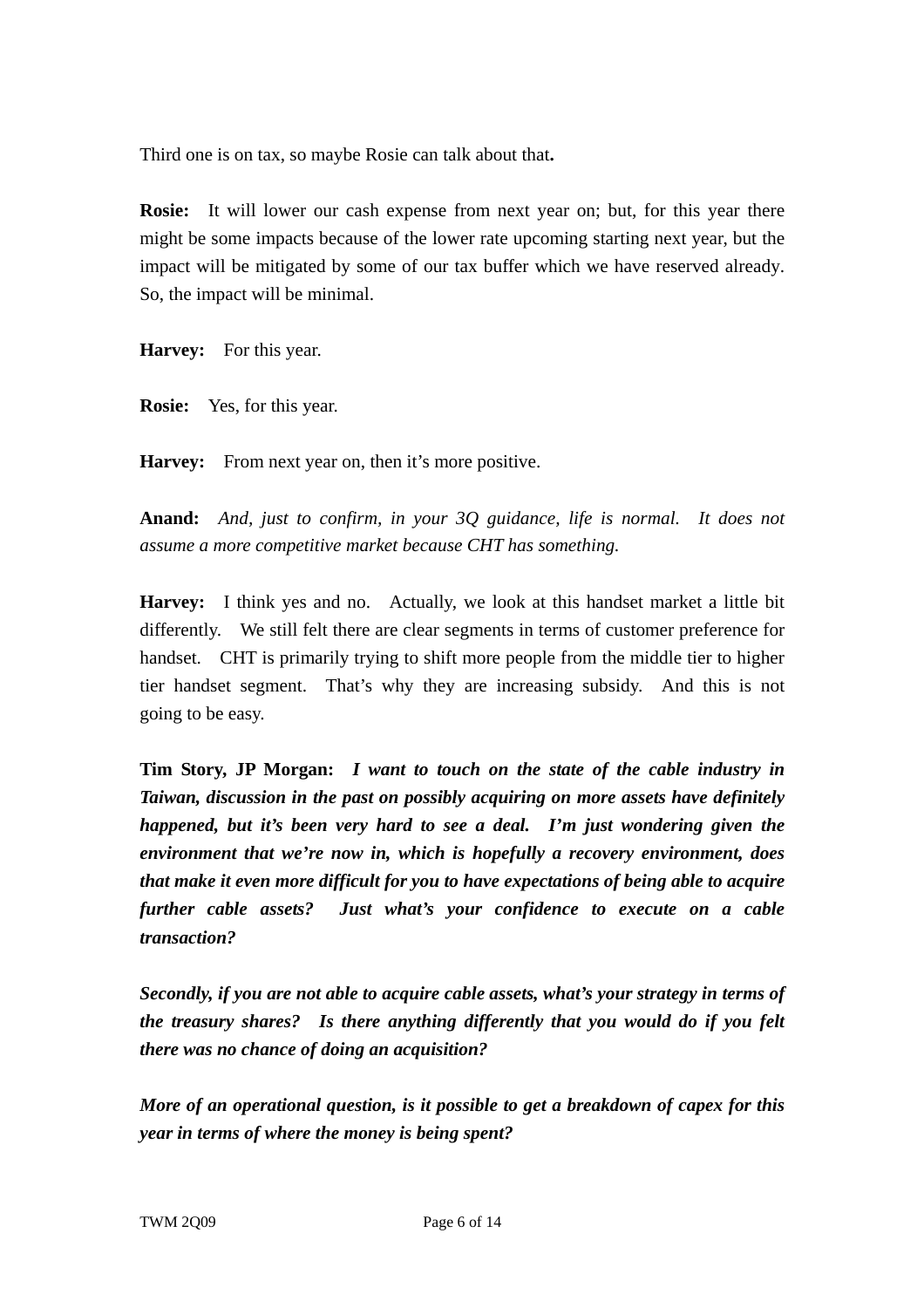Third one is on tax, so maybe Rosie can talk about that**.**

**Rosie:** It will lower our cash expense from next year on; but, for this year there might be some impacts because of the lower rate upcoming starting next year, but the impact will be mitigated by some of our tax buffer which we have reserved already. So, the impact will be minimal.

**Harvey:** For this year.

**Rosie:** Yes, for this year.

**Harvey:** From next year on, then it's more positive.

**Anand:** *And, just to confirm, in your 3Q guidance, life is normal. It does not assume a more competitive market because CHT has something.*

**Harvey:** I think yes and no. Actually, we look at this handset market a little bit differently. We still felt there are clear segments in terms of customer preference for handset. CHT is primarily trying to shift more people from the middle tier to higher tier handset segment. That's why they are increasing subsidy. And this is not going to be easy.

**Tim Story, JP Morgan:** ***I want to touch on the state of the cable industry in Taiwan, discussion in the past on possibly acquiring on more assets have definitely happened, but it's been very hard to see a deal. I'm just wondering given the environment that we're now in, which is hopefully a recovery environment, does that make it even more difficult for you to have expectations of being able to acquire further cable assets? Just what's your confidence to execute on a cable transaction?***

***Secondly, if you are not able to acquire cable assets, what's your strategy in terms of the treasury shares? Is there anything differently that you would do if you felt there was no chance of doing an acquisition?***

***More of an operational question, is it possible to get a breakdown of capex for this year in terms of where the money is being spent?***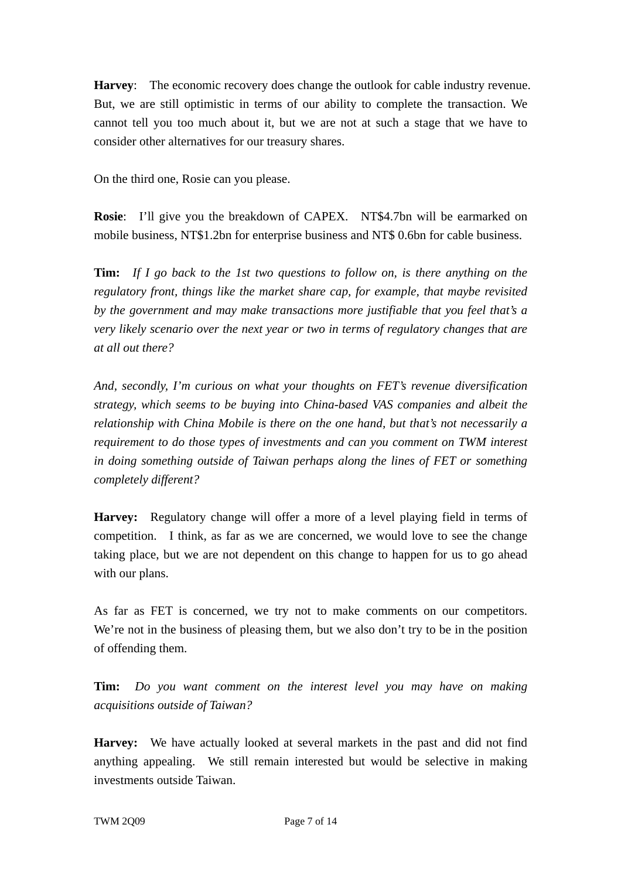**Harvey**: The economic recovery does change the outlook for cable industry revenue. But, we are still optimistic in terms of our ability to complete the transaction. We cannot tell you too much about it, but we are not at such a stage that we have to consider other alternatives for our treasury shares.

On the third one, Rosie can you please.

**Rosie**: I'll give you the breakdown of CAPEX. NT$4.7bn will be earmarked on mobile business, NT$1.2bn for enterprise business and NT$ 0.6bn for cable business.

**Tim:** *If I go back to the 1st two questions to follow on, is there anything on the regulatory front, things like the market share cap, for example, that maybe revisited by the government and may make transactions more justifiable that you feel that's a very likely scenario over the next year or two in terms of regulatory changes that are at all out there?*

*And, secondly, I'm curious on what your thoughts on FET's revenue diversification strategy, which seems to be buying into China-based VAS companies and albeit the relationship with China Mobile is there on the one hand, but that's not necessarily a requirement to do those types of investments and can you comment on TWM interest in doing something outside of Taiwan perhaps along the lines of FET or something completely different?*

**Harvey:** Regulatory change will offer a more of a level playing field in terms of competition. I think, as far as we are concerned, we would love to see the change taking place, but we are not dependent on this change to happen for us to go ahead with our plans.

As far as FET is concerned, we try not to make comments on our competitors. We're not in the business of pleasing them, but we also don't try to be in the position of offending them.

**Tim:** *Do you want comment on the interest level you may have on making acquisitions outside of Taiwan?*

**Harvey:** We have actually looked at several markets in the past and did not find anything appealing. We still remain interested but would be selective in making investments outside Taiwan.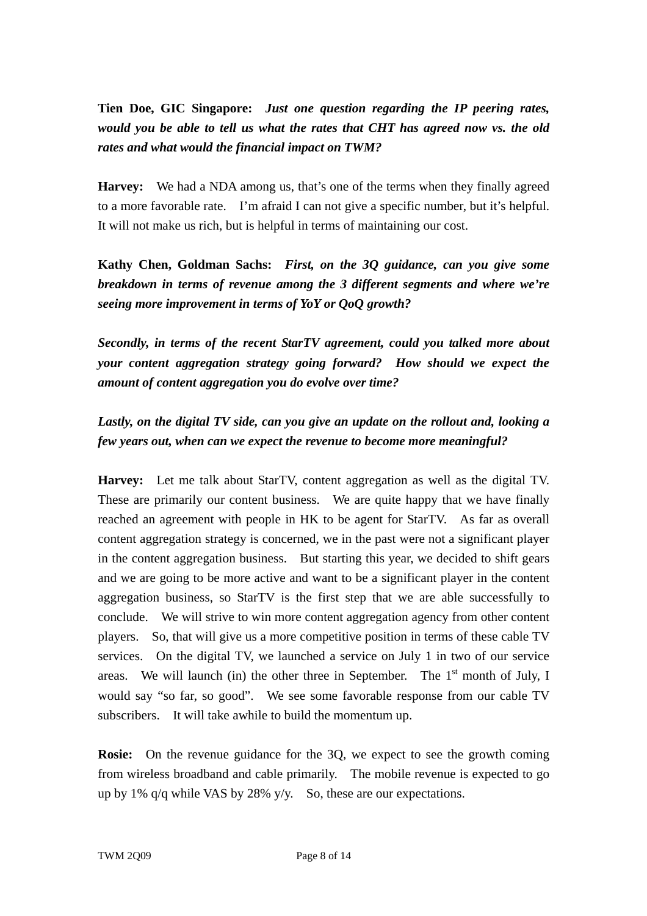**Tien Doe, GIC Singapore:** ***Just one question regarding the IP peering rates, would you be able to tell us what the rates that CHT has agreed now vs. the old rates and what would the financial impact on TWM?***

**Harvey:** We had a NDA among us, that's one of the terms when they finally agreed to a more favorable rate. I'm afraid I can not give a specific number, but it's helpful. It will not make us rich, but is helpful in terms of maintaining our cost.

**Kathy Chen, Goldman Sachs:** ***First, on the 3Q guidance, can you give some breakdown in terms of revenue among the 3 different segments and where we're seeing more improvement in terms of YoY or QoQ growth?***

***Secondly, in terms of the recent StarTV agreement, could you talked more about your content aggregation strategy going forward? How should we expect the amount of content aggregation you do evolve over time?***

***Lastly, on the digital TV side, can you give an update on the rollout and, looking a few years out, when can we expect the revenue to become more meaningful?***

**Harvey:** Let me talk about StarTV, content aggregation as well as the digital TV. These are primarily our content business. We are quite happy that we have finally reached an agreement with people in HK to be agent for StarTV. As far as overall content aggregation strategy is concerned, we in the past were not a significant player in the content aggregation business. But starting this year, we decided to shift gears and we are going to be more active and want to be a significant player in the content aggregation business, so StarTV is the first step that we are able successfully to conclude. We will strive to win more content aggregation agency from other content players. So, that will give us a more competitive position in terms of these cable TV services. On the digital TV, we launched a service on July 1 in two of our service areas. We will launch (in) the other three in September. The 1st month of July, I would say "so far, so good". We see some favorable response from our cable TV subscribers. It will take awhile to build the momentum up.

**Rosie:** On the revenue guidance for the 3Q, we expect to see the growth coming from wireless broadband and cable primarily. The mobile revenue is expected to go up by 1% q/q while VAS by 28% y/y. So, these are our expectations.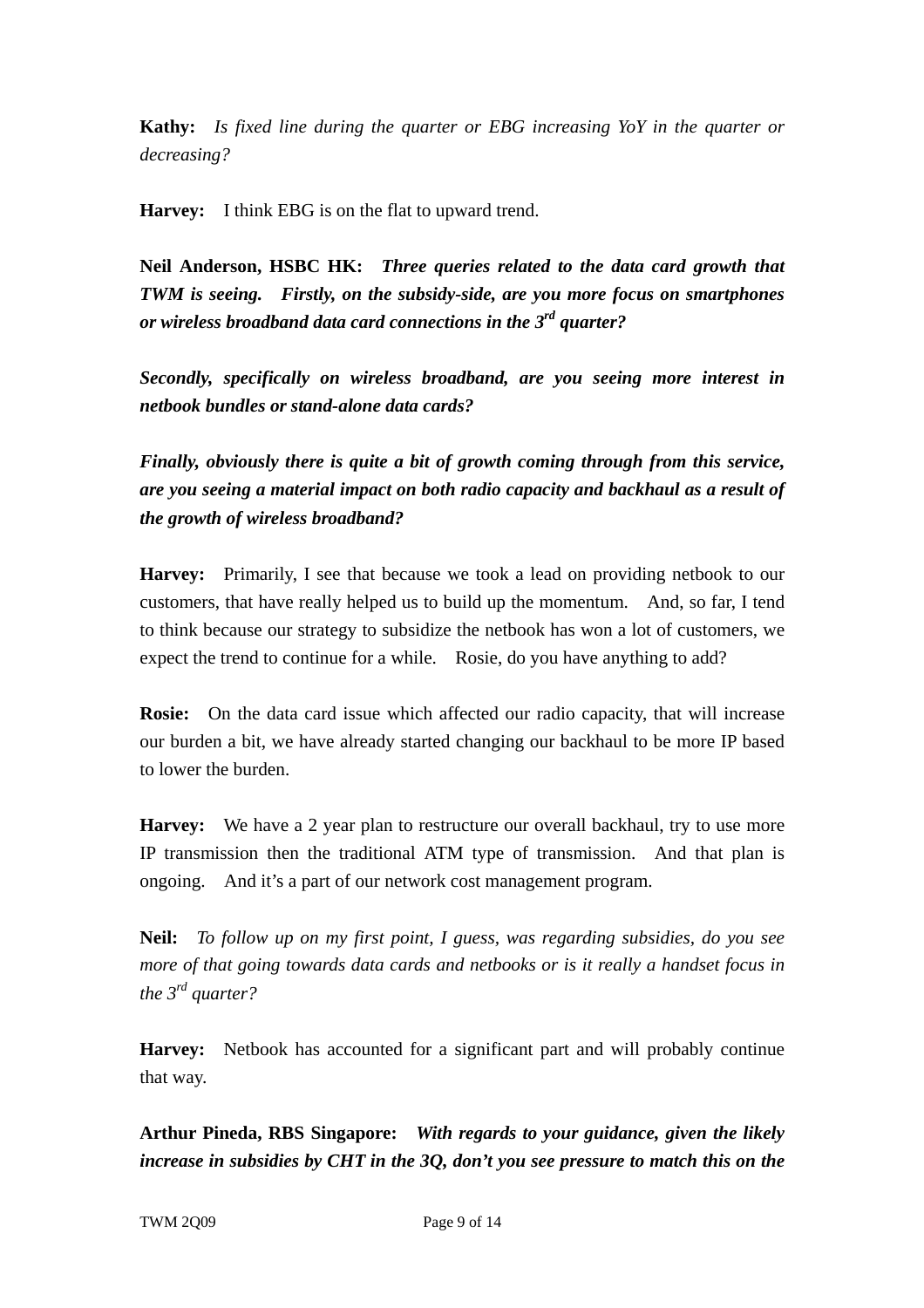**Kathy:** *Is fixed line during the quarter or EBG increasing YoY in the quarter or decreasing?*

**Harvey:** I think EBG is on the flat to upward trend.

**Neil Anderson, HSBC HK:** ***Three queries related to the data card growth that TWM is seeing. Firstly, on the subsidy-side, are you more focus on smartphones or wireless broadband data card connections in the 3rd quarter?***

***Secondly, specifically on wireless broadband, are you seeing more interest in netbook bundles or stand-alone data cards?***

***Finally, obviously there is quite a bit of growth coming through from this service, are you seeing a material impact on both radio capacity and backhaul as a result of the growth of wireless broadband?***

**Harvey:** Primarily, I see that because we took a lead on providing netbook to our customers, that have really helped us to build up the momentum. And, so far, I tend to think because our strategy to subsidize the netbook has won a lot of customers, we expect the trend to continue for a while. Rosie, do you have anything to add?

**Rosie:** On the data card issue which affected our radio capacity, that will increase our burden a bit, we have already started changing our backhaul to be more IP based to lower the burden.

**Harvey:** We have a 2 year plan to restructure our overall backhaul, try to use more IP transmission then the traditional ATM type of transmission. And that plan is ongoing. And it's a part of our network cost management program.

**Neil:** *To follow up on my first point, I guess, was regarding subsidies, do you see more of that going towards data cards and netbooks or is it really a handset focus in the 3rd quarter?*

**Harvey:** Netbook has accounted for a significant part and will probably continue that way.

**Arthur Pineda, RBS Singapore:** ***With regards to your guidance, given the likely increase in subsidies by CHT in the 3Q, don't you see pressure to match this on the***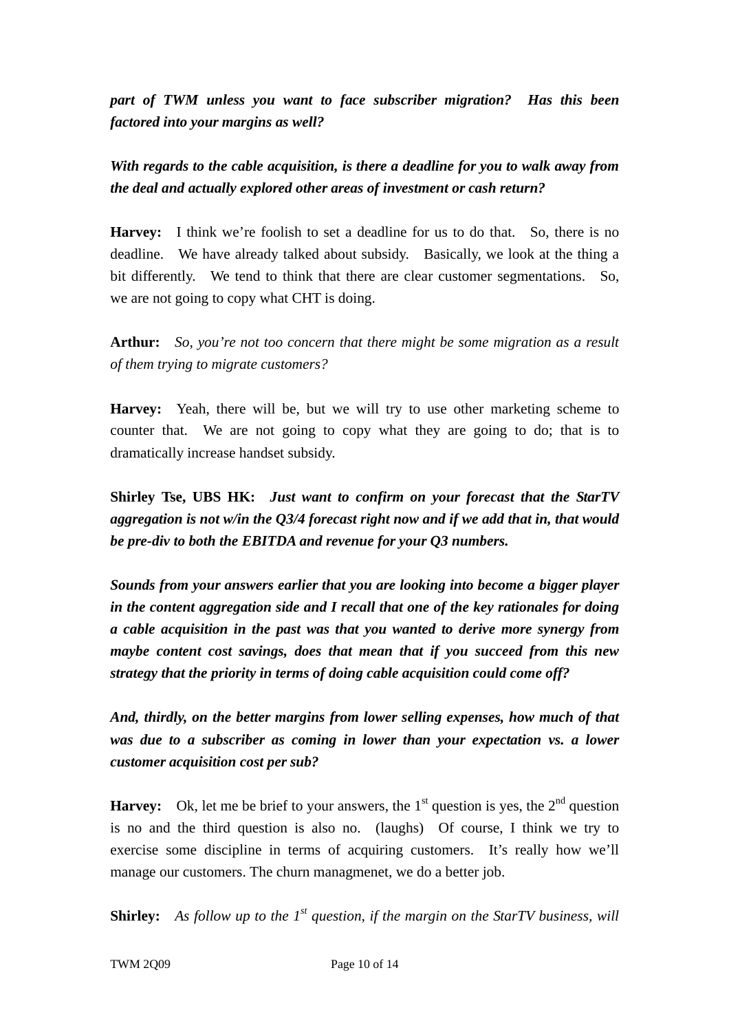***part of TWM unless you want to face subscriber migration? Has this been factored into your margins as well?***

***With regards to the cable acquisition, is there a deadline for you to walk away from the deal and actually explored other areas of investment or cash return?***

**Harvey:** I think we're foolish to set a deadline for us to do that. So, there is no deadline. We have already talked about subsidy. Basically, we look at the thing a bit differently. We tend to think that there are clear customer segmentations. So, we are not going to copy what CHT is doing.

**Arthur:** *So, you're not too concern that there might be some migration as a result of them trying to migrate customers?*

**Harvey:** Yeah, there will be, but we will try to use other marketing scheme to counter that. We are not going to copy what they are going to do; that is to dramatically increase handset subsidy.

**Shirley Tse, UBS HK:** ***Just want to confirm on your forecast that the StarTV aggregation is not w/in the Q3/4 forecast right now and if we add that in, that would be pre-div to both the EBITDA and revenue for your Q3 numbers.***

***Sounds from your answers earlier that you are looking into become a bigger player in the content aggregation side and I recall that one of the key rationales for doing a cable acquisition in the past was that you wanted to derive more synergy from maybe content cost savings, does that mean that if you succeed from this new strategy that the priority in terms of doing cable acquisition could come off?***

***And, thirdly, on the better margins from lower selling expenses, how much of that was due to a subscriber as coming in lower than your expectation vs. a lower customer acquisition cost per sub?***

**Harvey:** Ok, let me be brief to your answers, the 1st question is yes, the 2nd question is no and the third question is also no. (laughs) Of course, I think we try to exercise some discipline in terms of acquiring customers. It's really how we'll manage our customers. The churn managmenet, we do a better job.

**Shirley:** *As follow up to the 1st question, if the margin on the StarTV business, will*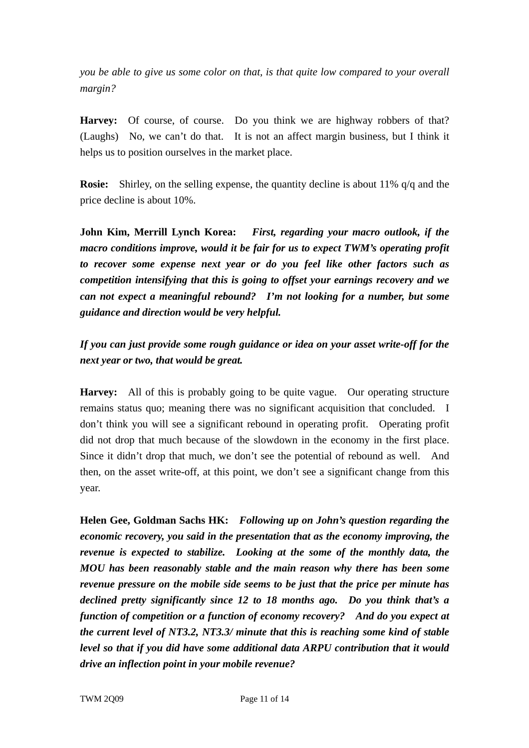*you be able to give us some color on that, is that quite low compared to your overall margin?*

**Harvey:** Of course, of course. Do you think we are highway robbers of that? (Laughs) No, we can't do that. It is not an affect margin business, but I think it helps us to position ourselves in the market place.

**Rosie:** Shirley, on the selling expense, the quantity decline is about 11% q/q and the price decline is about 10%.

**John Kim, Merrill Lynch Korea:** ***First, regarding your macro outlook, if the macro conditions improve, would it be fair for us to expect TWM's operating profit to recover some expense next year or do you feel like other factors such as competition intensifying that this is going to offset your earnings recovery and we can not expect a meaningful rebound? I'm not looking for a number, but some guidance and direction would be very helpful.***

***If you can just provide some rough guidance or idea on your asset write-off for the next year or two, that would be great.***

**Harvey:** All of this is probably going to be quite vague. Our operating structure remains status quo; meaning there was no significant acquisition that concluded. I don't think you will see a significant rebound in operating profit. Operating profit did not drop that much because of the slowdown in the economy in the first place. Since it didn't drop that much, we don't see the potential of rebound as well. And then, on the asset write-off, at this point, we don't see a significant change from this year.

**Helen Gee, Goldman Sachs HK:** ***Following up on John's question regarding the economic recovery, you said in the presentation that as the economy improving, the revenue is expected to stabilize. Looking at the some of the monthly data, the MOU has been reasonably stable and the main reason why there has been some revenue pressure on the mobile side seems to be just that the price per minute has declined pretty significantly since 12 to 18 months ago. Do you think that's a function of competition or a function of economy recovery? And do you expect at the current level of NT3.2, NT3.3/ minute that this is reaching some kind of stable level so that if you did have some additional data ARPU contribution that it would drive an inflection point in your mobile revenue?***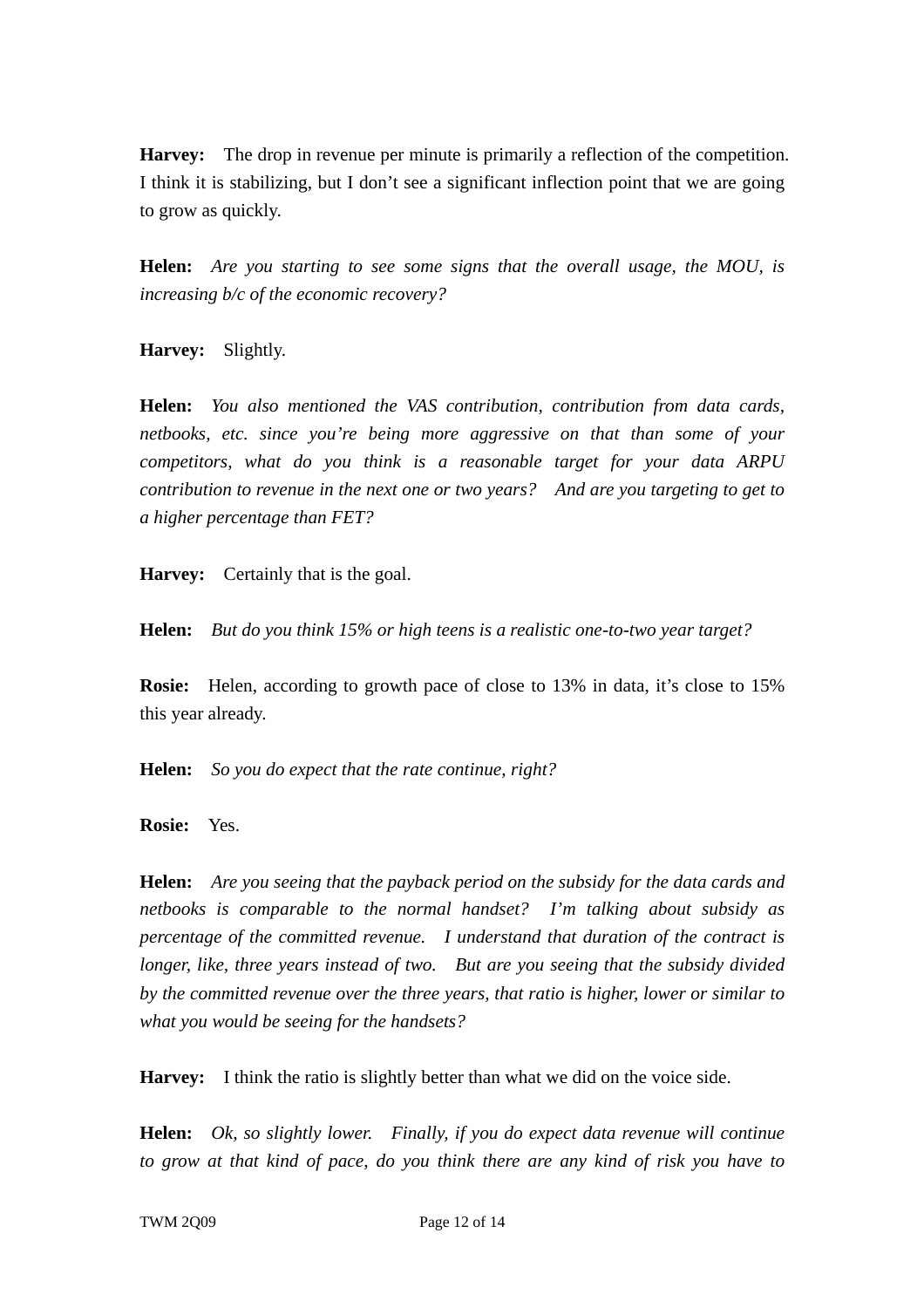**Harvey:** The drop in revenue per minute is primarily a reflection of the competition. I think it is stabilizing, but I don't see a significant inflection point that we are going to grow as quickly.

**Helen:** *Are you starting to see some signs that the overall usage, the MOU, is increasing b/c of the economic recovery?*

**Harvey:** Slightly.

**Helen:** *You also mentioned the VAS contribution, contribution from data cards, netbooks, etc. since you're being more aggressive on that than some of your competitors, what do you think is a reasonable target for your data ARPU contribution to revenue in the next one or two years? And are you targeting to get to a higher percentage than FET?*

**Harvey:** Certainly that is the goal.

**Helen:** *But do you think 15% or high teens is a realistic one-to-two year target?*

**Rosie:** Helen, according to growth pace of close to 13% in data, it's close to 15% this year already.

**Helen:** *So you do expect that the rate continue, right?*

**Rosie:** Yes.

**Helen:** *Are you seeing that the payback period on the subsidy for the data cards and netbooks is comparable to the normal handset? I'm talking about subsidy as percentage of the committed revenue. I understand that duration of the contract is longer, like, three years instead of two. But are you seeing that the subsidy divided by the committed revenue over the three years, that ratio is higher, lower or similar to what you would be seeing for the handsets?*

**Harvey:** I think the ratio is slightly better than what we did on the voice side.

**Helen:** *Ok, so slightly lower. Finally, if you do expect data revenue will continue to grow at that kind of pace, do you think there are any kind of risk you have to*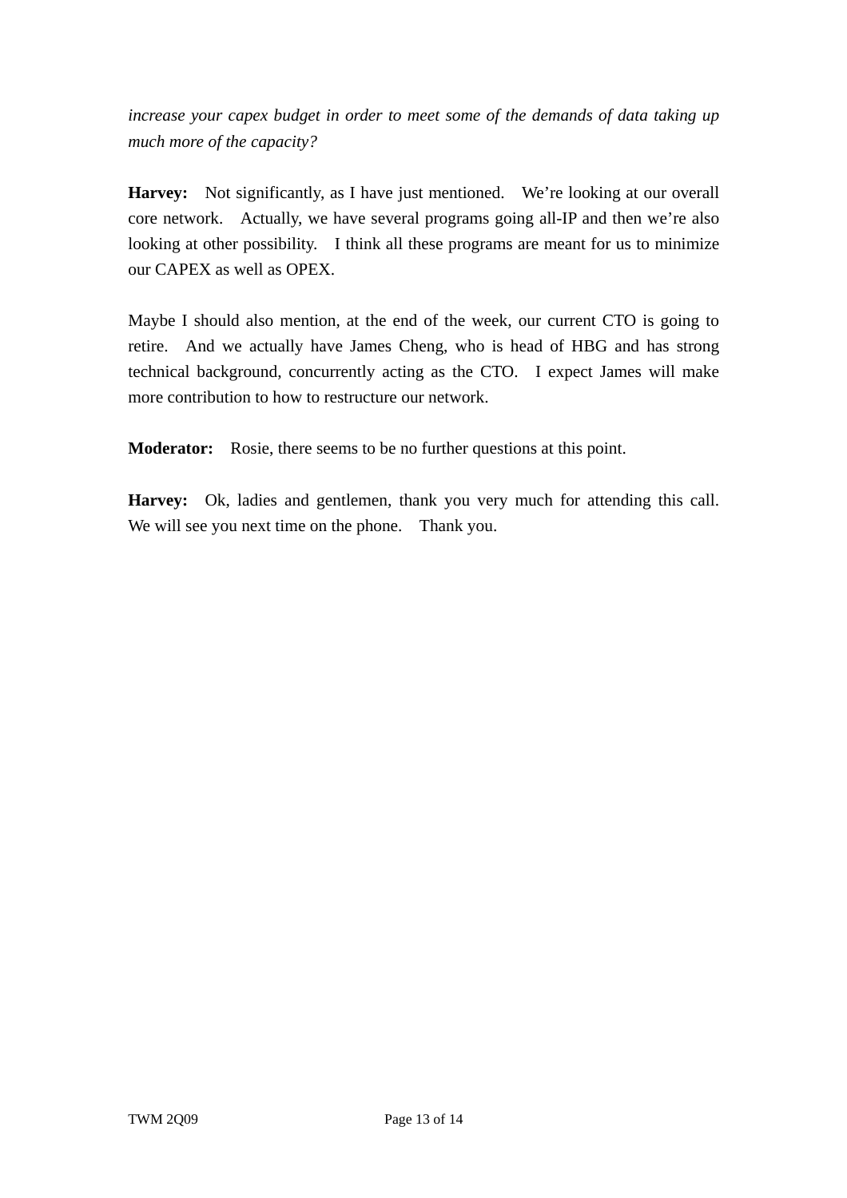*increase your capex budget in order to meet some of the demands of data taking up much more of the capacity?*

**Harvey:** Not significantly, as I have just mentioned. We're looking at our overall core network. Actually, we have several programs going all-IP and then we're also looking at other possibility. I think all these programs are meant for us to minimize our CAPEX as well as OPEX.

Maybe I should also mention, at the end of the week, our current CTO is going to retire. And we actually have James Cheng, who is head of HBG and has strong technical background, concurrently acting as the CTO. I expect James will make more contribution to how to restructure our network.

**Moderator:** Rosie, there seems to be no further questions at this point.

**Harvey:** Ok, ladies and gentlemen, thank you very much for attending this call. We will see you next time on the phone. Thank you.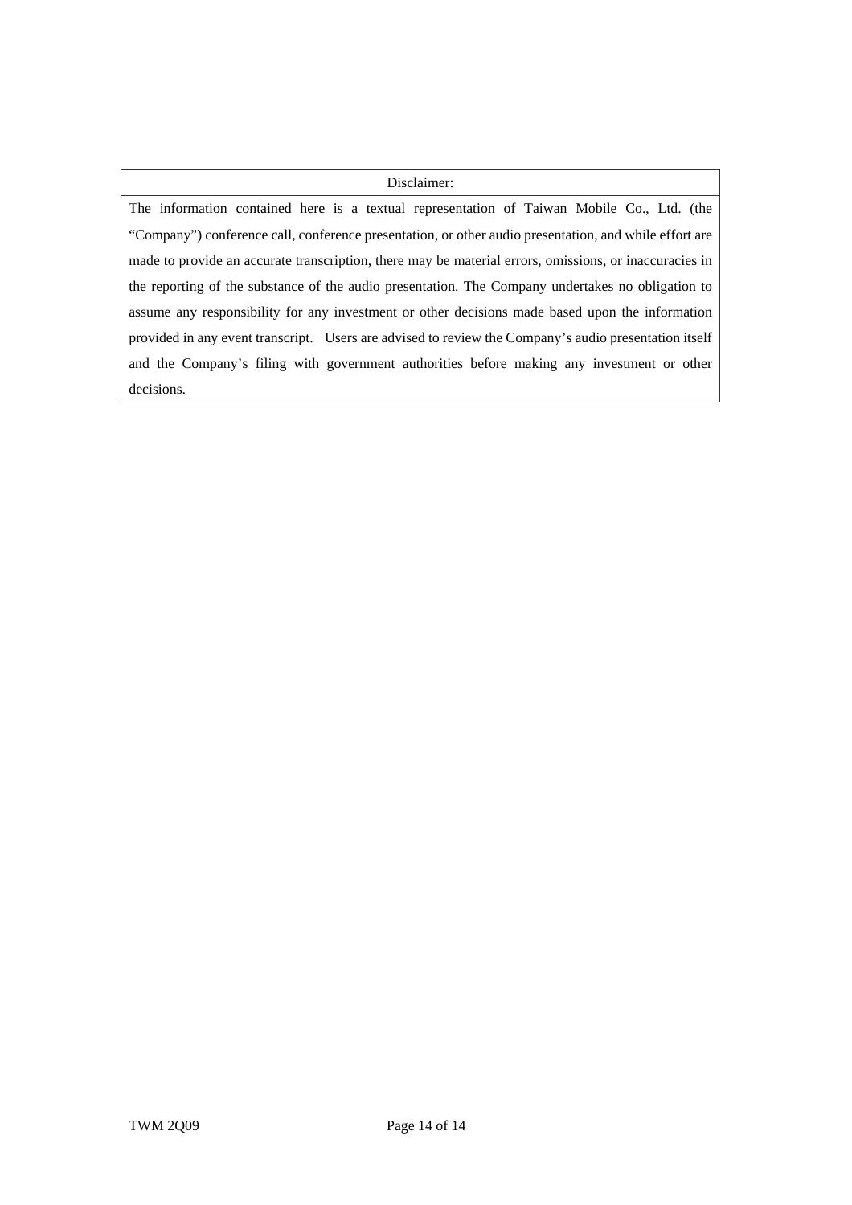Disclaimer:

The information contained here is a textual representation of Taiwan Mobile Co., Ltd. (the "Company") conference call, conference presentation, or other audio presentation, and while effort are made to provide an accurate transcription, there may be material errors, omissions, or inaccuracies in the reporting of the substance of the audio presentation. The Company undertakes no obligation to assume any responsibility for any investment or other decisions made based upon the information provided in any event transcript. Users are advised to review the Company's audio presentation itself and the Company's filing with government authorities before making any investment or other decisions.